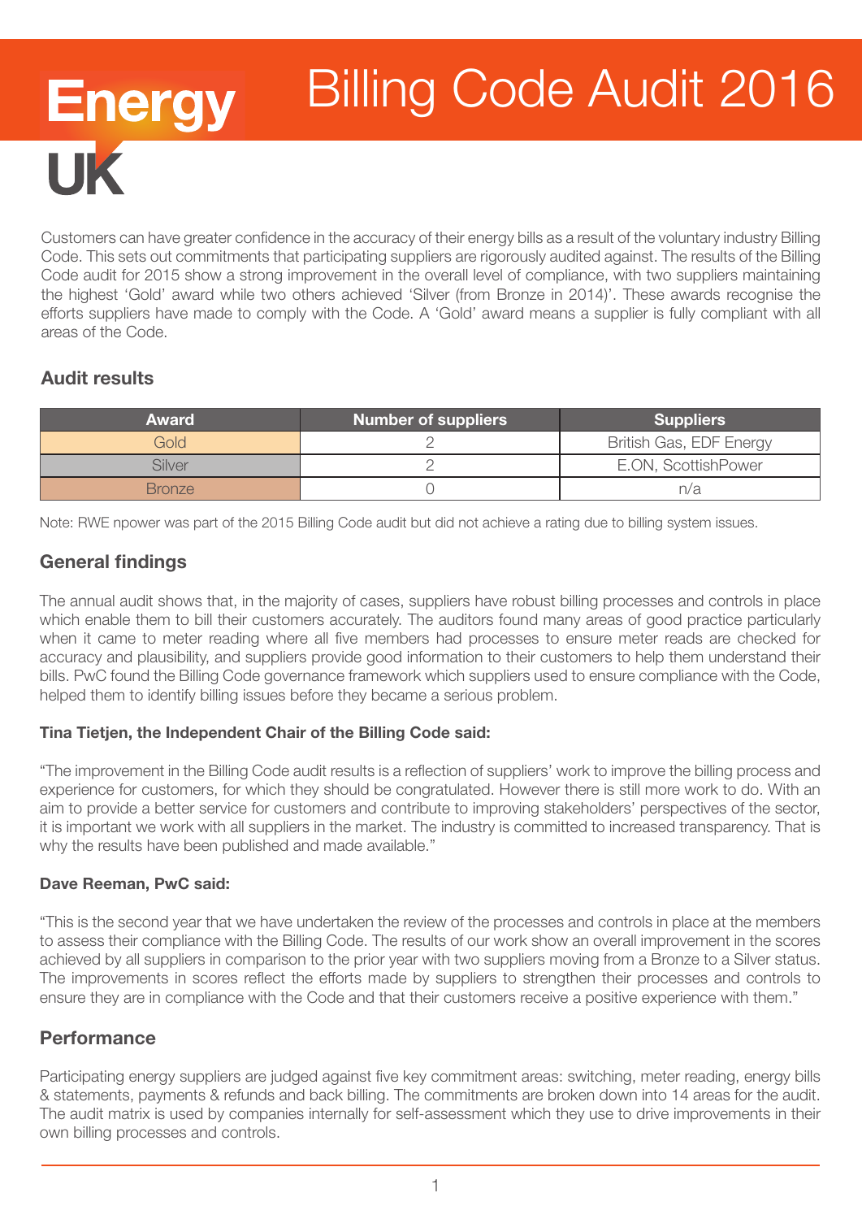# Energy UK — Billing Code Audit 2016

Customers can have greater confidence in the accuracy of their energy bills as a result of the voluntary industry Billing Code. This sets out commitments that participating suppliers are rigorously audited against. The results of the Billing Code audit for 2015 show a strong improvement in the overall level of compliance, with two suppliers maintaining the highest 'Gold' award while two others achieved 'Silver (from Bronze in 2014)'. These awards recognise the efforts suppliers have made to comply with the Code. A 'Gold' award means a supplier is fully compliant with all areas of the Code.

## Audit results

| Award | Number of suppliers | Suppliers |
|---|---|---|
| Gold | 2 | British Gas, EDF Energy |
| Silver | 2 | E.ON, ScottishPower |
| Bronze | 0 | n/a |

Note: RWE npower was part of the 2015 Billing Code audit but did not achieve a rating due to billing system issues.

## General findings

The annual audit shows that, in the majority of cases, suppliers have robust billing processes and controls in place which enable them to bill their customers accurately. The auditors found many areas of good practice particularly when it came to meter reading where all five members had processes to ensure meter reads are checked for accuracy and plausibility, and suppliers provide good information to their customers to help them understand their bills. PwC found the Billing Code governance framework which suppliers used to ensure compliance with the Code, helped them to identify billing issues before they became a serious problem.

**Tina Tietjen, the Independent Chair of the Billing Code said:**

"The improvement in the Billing Code audit results is a reflection of suppliers' work to improve the billing process and experience for customers, for which they should be congratulated. However there is still more work to do. With an aim to provide a better service for customers and contribute to improving stakeholders' perspectives of the sector, it is important we work with all suppliers in the market. The industry is committed to increased transparency. That is why the results have been published and made available."

**Dave Reeman, PwC said:**

"This is the second year that we have undertaken the review of the processes and controls in place at the members to assess their compliance with the Billing Code. The results of our work show an overall improvement in the scores achieved by all suppliers in comparison to the prior year with two suppliers moving from a Bronze to a Silver status. The improvements in scores reflect the efforts made by suppliers to strengthen their processes and controls to ensure they are in compliance with the Code and that their customers receive a positive experience with them."

## Performance

Participating energy suppliers are judged against five key commitment areas: switching, meter reading, energy bills & statements, payments & refunds and back billing. The commitments are broken down into 14 areas for the audit. The audit matrix is used by companies internally for self-assessment which they use to drive improvements in their own billing processes and controls.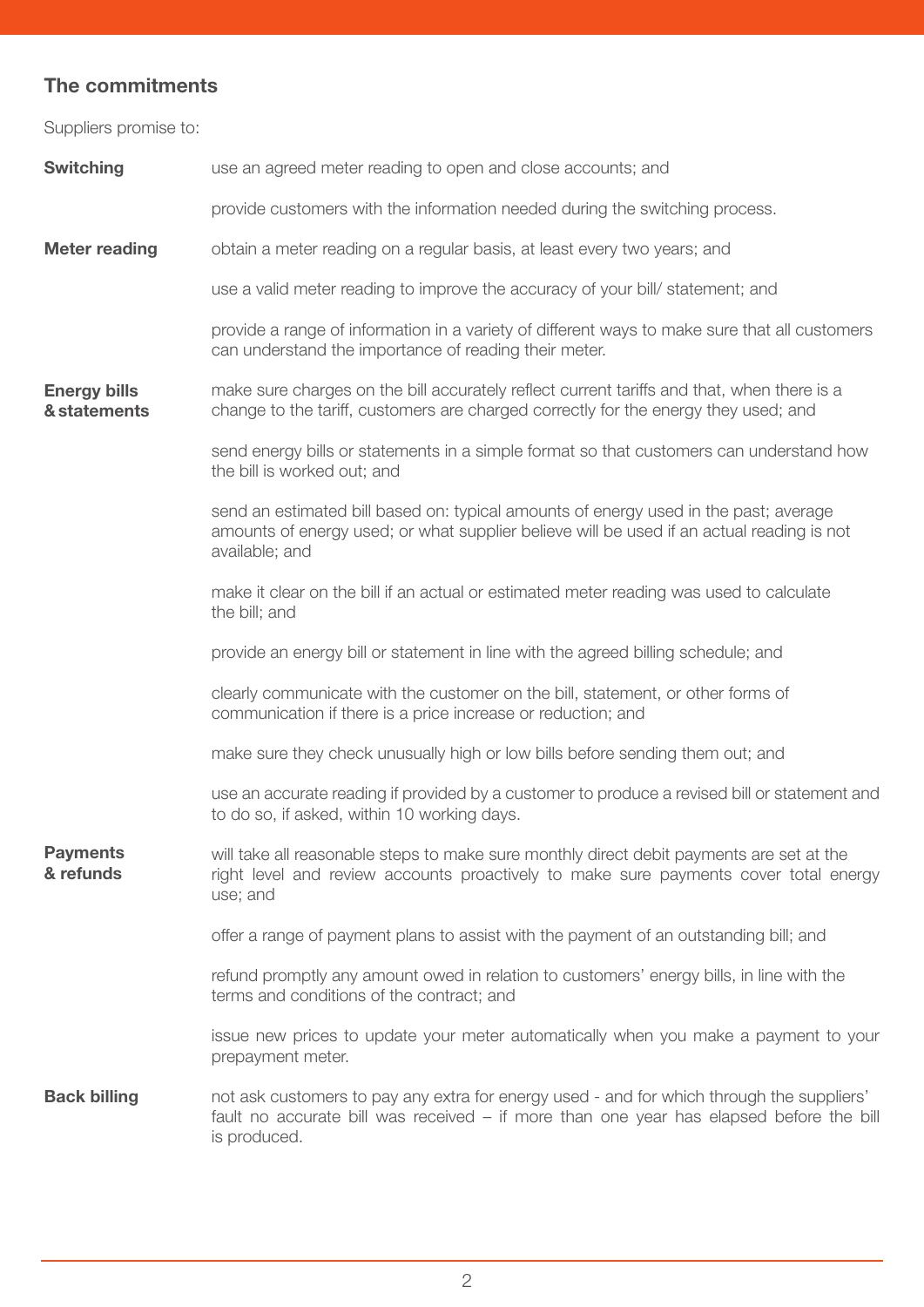## The commitments

Suppliers promise to:

**Switching**

use an agreed meter reading to open and close accounts; and

provide customers with the information needed during the switching process.

**Meter reading**

obtain a meter reading on a regular basis, at least every two years; and

use a valid meter reading to improve the accuracy of your bill/ statement; and

provide a range of information in a variety of different ways to make sure that all customers can understand the importance of reading their meter.

**Energy bills & statements**

make sure charges on the bill accurately reflect current tariffs and that, when there is a change to the tariff, customers are charged correctly for the energy they used; and

send energy bills or statements in a simple format so that customers can understand how the bill is worked out; and

send an estimated bill based on: typical amounts of energy used in the past; average amounts of energy used; or what supplier believe will be used if an actual reading is not available; and

make it clear on the bill if an actual or estimated meter reading was used to calculate the bill; and

provide an energy bill or statement in line with the agreed billing schedule; and

clearly communicate with the customer on the bill, statement, or other forms of communication if there is a price increase or reduction; and

make sure they check unusually high or low bills before sending them out; and

use an accurate reading if provided by a customer to produce a revised bill or statement and to do so, if asked, within 10 working days.

**Payments & refunds**

will take all reasonable steps to make sure monthly direct debit payments are set at the right level and review accounts proactively to make sure payments cover total energy use; and

offer a range of payment plans to assist with the payment of an outstanding bill; and

refund promptly any amount owed in relation to customers' energy bills, in line with the terms and conditions of the contract; and

issue new prices to update your meter automatically when you make a payment to your prepayment meter.

**Back billing**

not ask customers to pay any extra for energy used - and for which through the suppliers' fault no accurate bill was received – if more than one year has elapsed before the bill is produced.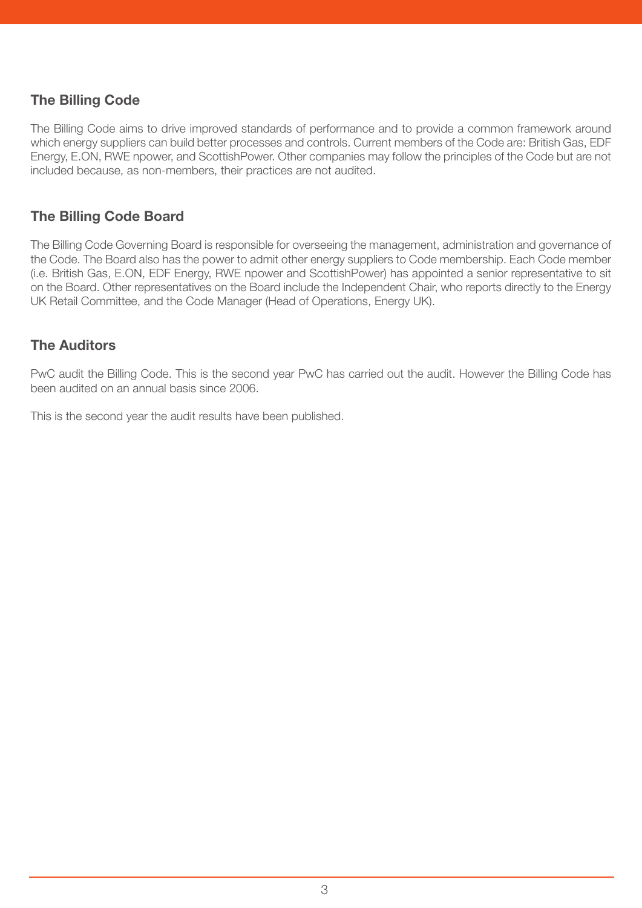## The Billing Code

The Billing Code aims to drive improved standards of performance and to provide a common framework around which energy suppliers can build better processes and controls. Current members of the Code are: British Gas, EDF Energy, E.ON, RWE npower, and ScottishPower. Other companies may follow the principles of the Code but are not included because, as non-members, their practices are not audited.

## The Billing Code Board

The Billing Code Governing Board is responsible for overseeing the management, administration and governance of the Code. The Board also has the power to admit other energy suppliers to Code membership. Each Code member (i.e. British Gas, E.ON, EDF Energy, RWE npower and ScottishPower) has appointed a senior representative to sit on the Board. Other representatives on the Board include the Independent Chair, who reports directly to the Energy UK Retail Committee, and the Code Manager (Head of Operations, Energy UK).

## The Auditors

PwC audit the Billing Code. This is the second year PwC has carried out the audit. However the Billing Code has been audited on an annual basis since 2006.

This is the second year the audit results have been published.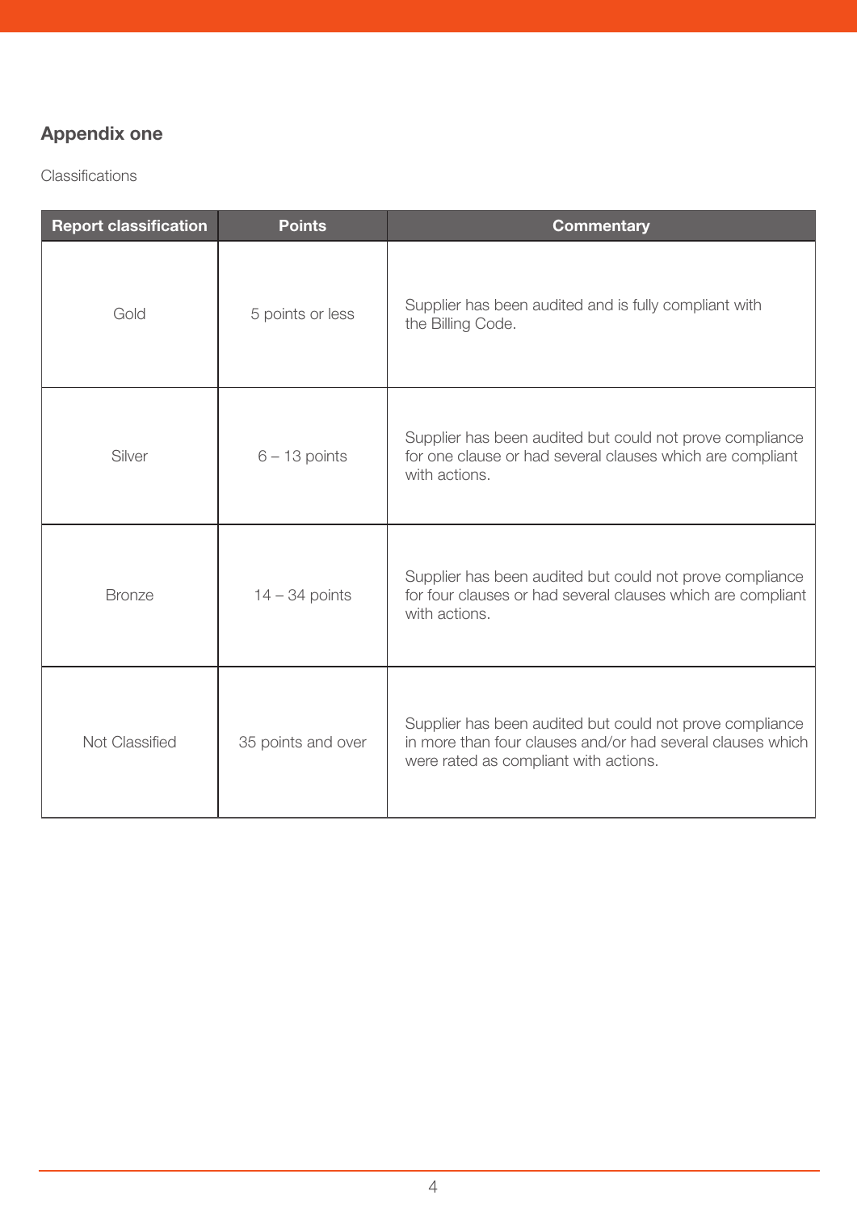## Appendix one

Classifications

| Report classification | Points | Commentary |
|---|---|---|
| Gold | 5 points or less | Supplier has been audited and is fully compliant with the Billing Code. |
| Silver | 6 – 13 points | Supplier has been audited but could not prove compliance for one clause or had several clauses which are compliant with actions. |
| Bronze | 14 – 34 points | Supplier has been audited but could not prove compliance for four clauses or had several clauses which are compliant with actions. |
| Not Classified | 35 points and over | Supplier has been audited but could not prove compliance in more than four clauses and/or had several clauses which were rated as compliant with actions. |